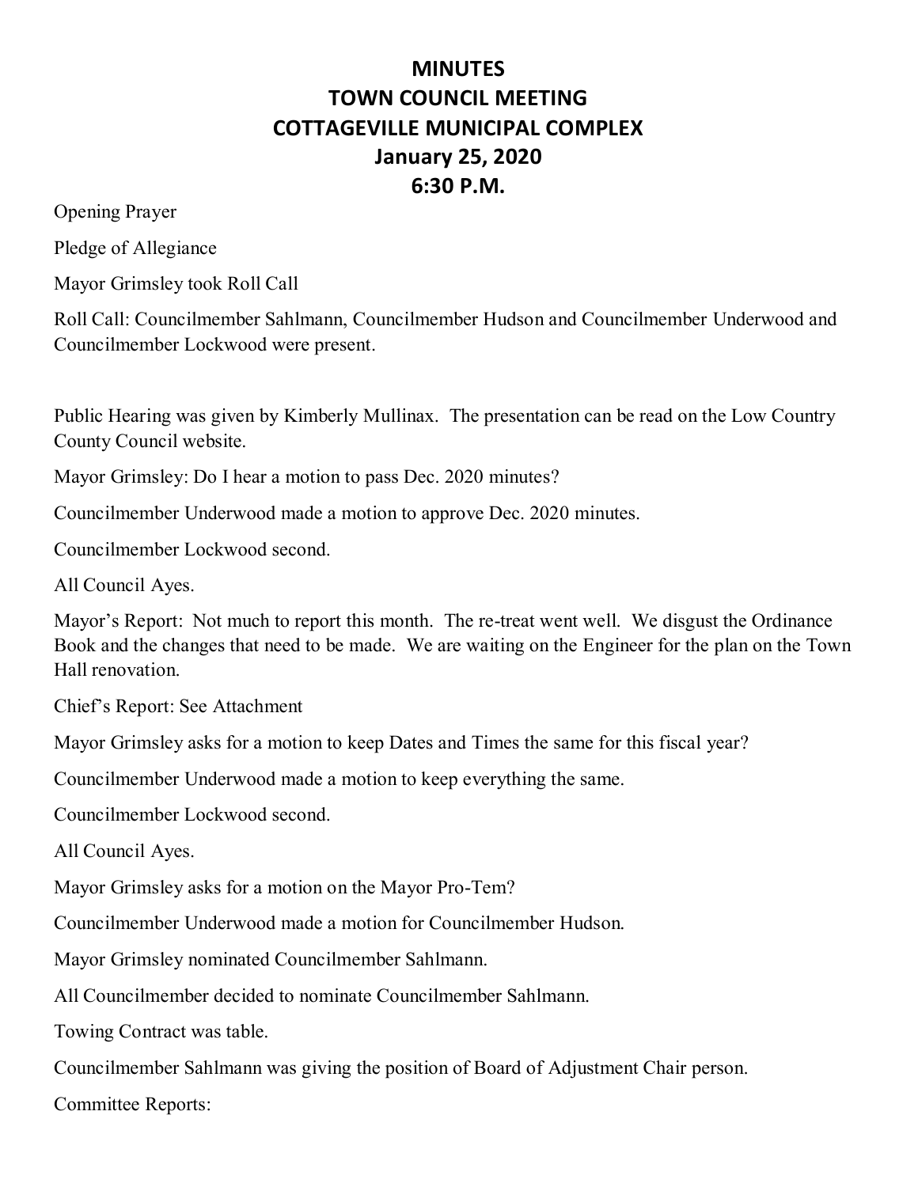# MINUTES
# TOWN COUNCIL MEETING
# COTTAGEVILLE MUNICIPAL COMPLEX
# January 25, 2020
# 6:30 P.M.

Opening Prayer

Pledge of Allegiance

Mayor Grimsley took Roll Call

Roll Call: Councilmember Sahlmann, Councilmember Hudson and Councilmember Underwood and Councilmember Lockwood were present.

Public Hearing was given by Kimberly Mullinax. The presentation can be read on the Low Country County Council website.

Mayor Grimsley: Do I hear a motion to pass Dec. 2020 minutes?

Councilmember Underwood made a motion to approve Dec. 2020 minutes.

Councilmember Lockwood second.

All Council Ayes.

Mayor's Report: Not much to report this month. The re-treat went well. We disgust the Ordinance Book and the changes that need to be made. We are waiting on the Engineer for the plan on the Town Hall renovation.

Chief's Report: See Attachment

Mayor Grimsley asks for a motion to keep Dates and Times the same for this fiscal year?

Councilmember Underwood made a motion to keep everything the same.

Councilmember Lockwood second.

All Council Ayes.

Mayor Grimsley asks for a motion on the Mayor Pro-Tem?

Councilmember Underwood made a motion for Councilmember Hudson.

Mayor Grimsley nominated Councilmember Sahlmann.

All Councilmember decided to nominate Councilmember Sahlmann.

Towing Contract was table.

Councilmember Sahlmann was giving the position of Board of Adjustment Chair person.

Committee Reports: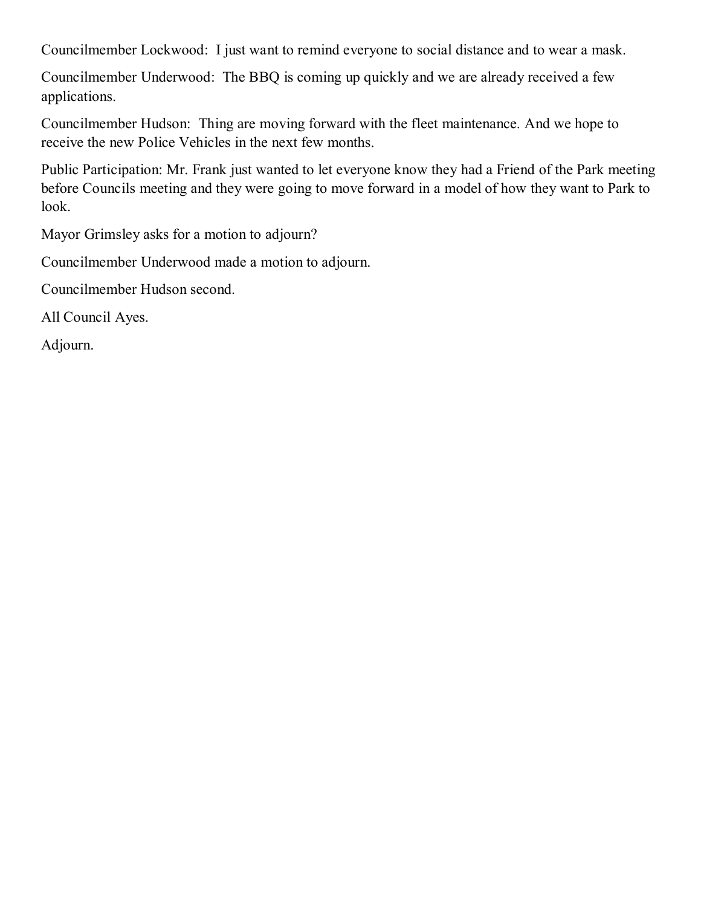Councilmember Lockwood: I just want to remind everyone to social distance and to wear a mask.

Councilmember Underwood: The BBQ is coming up quickly and we are already received a few applications.

Councilmember Hudson: Thing are moving forward with the fleet maintenance. And we hope to receive the new Police Vehicles in the next few months.

Public Participation: Mr. Frank just wanted to let everyone know they had a Friend of the Park meeting before Councils meeting and they were going to move forward in a model of how they want to Park to look.

Mayor Grimsley asks for a motion to adjourn?

Councilmember Underwood made a motion to adjourn.

Councilmember Hudson second.

All Council Ayes.

Adjourn.